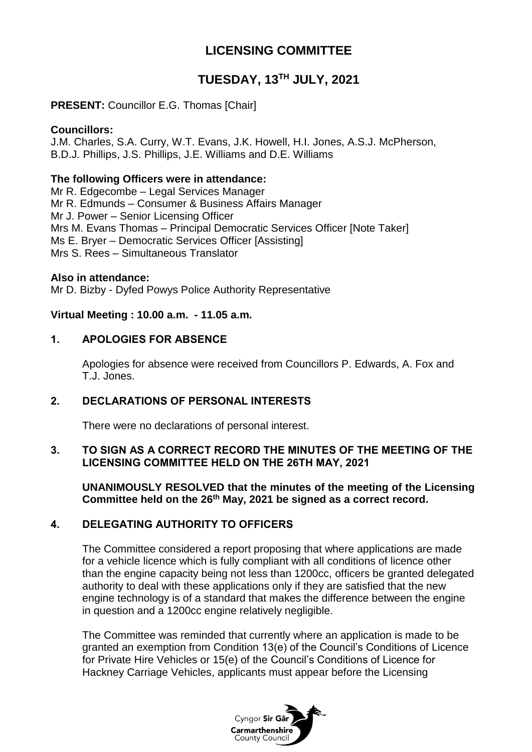# LICENSING COMMITTEE

## TUESDAY, 13TH JULY, 2021

**PRESENT:** Councillor E.G. Thomas [Chair]

**Councillors:**
J.M. Charles, S.A. Curry, W.T. Evans, J.K. Howell, H.I. Jones, A.S.J. McPherson, B.D.J. Phillips, J.S. Phillips, J.E. Williams and D.E. Williams

**The following Officers were in attendance:**
Mr R. Edgecombe – Legal Services Manager
Mr R. Edmunds – Consumer & Business Affairs Manager
Mr J. Power – Senior Licensing Officer
Mrs M. Evans Thomas – Principal Democratic Services Officer [Note Taker]
Ms E. Bryer – Democratic Services Officer [Assisting]
Mrs S. Rees – Simultaneous Translator

**Also in attendance:**
Mr D. Bizby - Dyfed Powys Police Authority Representative

**Virtual Meeting : 10.00 a.m. - 11.05 a.m.**

### 1. APOLOGIES FOR ABSENCE

Apologies for absence were received from Councillors P. Edwards, A. Fox and T.J. Jones.

### 2. DECLARATIONS OF PERSONAL INTERESTS

There were no declarations of personal interest.

### 3. TO SIGN AS A CORRECT RECORD THE MINUTES OF THE MEETING OF THE LICENSING COMMITTEE HELD ON THE 26TH MAY, 2021

**UNANIMOUSLY RESOLVED that the minutes of the meeting of the Licensing Committee held on the 26th May, 2021 be signed as a correct record.**

### 4. DELEGATING AUTHORITY TO OFFICERS

The Committee considered a report proposing that where applications are made for a vehicle licence which is fully compliant with all conditions of licence other than the engine capacity being not less than 1200cc, officers be granted delegated authority to deal with these applications only if they are satisfied that the new engine technology is of a standard that makes the difference between the engine in question and a 1200cc engine relatively negligible.

The Committee was reminded that currently where an application is made to be granted an exemption from Condition 13(e) of the Council's Conditions of Licence for Private Hire Vehicles or 15(e) of the Council's Conditions of Licence for Hackney Carriage Vehicles, applicants must appear before the Licensing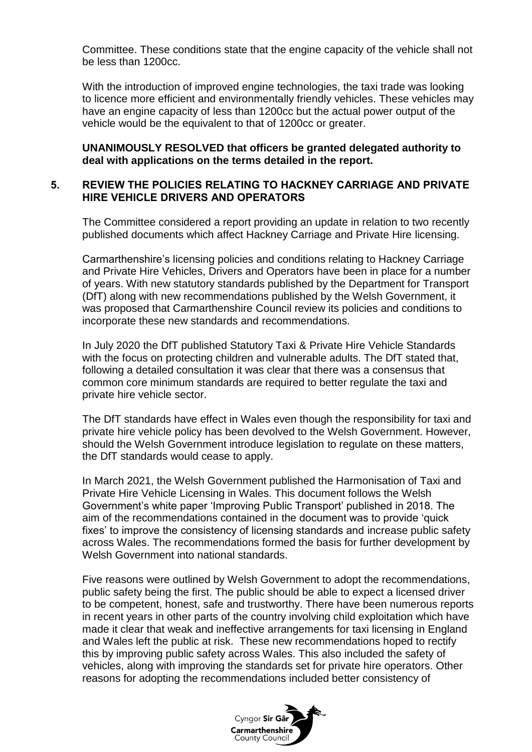Committee. These conditions state that the engine capacity of the vehicle shall not be less than 1200cc.

With the introduction of improved engine technologies, the taxi trade was looking to licence more efficient and environmentally friendly vehicles. These vehicles may have an engine capacity of less than 1200cc but the actual power output of the vehicle would be the equivalent to that of 1200cc or greater.

**UNANIMOUSLY RESOLVED that officers be granted delegated authority to deal with applications on the terms detailed in the report.**

## 5. REVIEW THE POLICIES RELATING TO HACKNEY CARRIAGE AND PRIVATE HIRE VEHICLE DRIVERS AND OPERATORS

The Committee considered a report providing an update in relation to two recently published documents which affect Hackney Carriage and Private Hire licensing.

Carmarthenshire's licensing policies and conditions relating to Hackney Carriage and Private Hire Vehicles, Drivers and Operators have been in place for a number of years. With new statutory standards published by the Department for Transport (DfT) along with new recommendations published by the Welsh Government, it was proposed that Carmarthenshire Council review its policies and conditions to incorporate these new standards and recommendations.

In July 2020 the DfT published Statutory Taxi & Private Hire Vehicle Standards with the focus on protecting children and vulnerable adults. The DfT stated that, following a detailed consultation it was clear that there was a consensus that common core minimum standards are required to better regulate the taxi and private hire vehicle sector.

The DfT standards have effect in Wales even though the responsibility for taxi and private hire vehicle policy has been devolved to the Welsh Government. However, should the Welsh Government introduce legislation to regulate on these matters, the DfT standards would cease to apply.

In March 2021, the Welsh Government published the Harmonisation of Taxi and Private Hire Vehicle Licensing in Wales. This document follows the Welsh Government's white paper 'Improving Public Transport' published in 2018. The aim of the recommendations contained in the document was to provide 'quick fixes' to improve the consistency of licensing standards and increase public safety across Wales. The recommendations formed the basis for further development by Welsh Government into national standards.

Five reasons were outlined by Welsh Government to adopt the recommendations, public safety being the first. The public should be able to expect a licensed driver to be competent, honest, safe and trustworthy. There have been numerous reports in recent years in other parts of the country involving child exploitation which have made it clear that weak and ineffective arrangements for taxi licensing in England and Wales left the public at risk. These new recommendations hoped to rectify this by improving public safety across Wales. This also included the safety of vehicles, along with improving the standards set for private hire operators. Other reasons for adopting the recommendations included better consistency of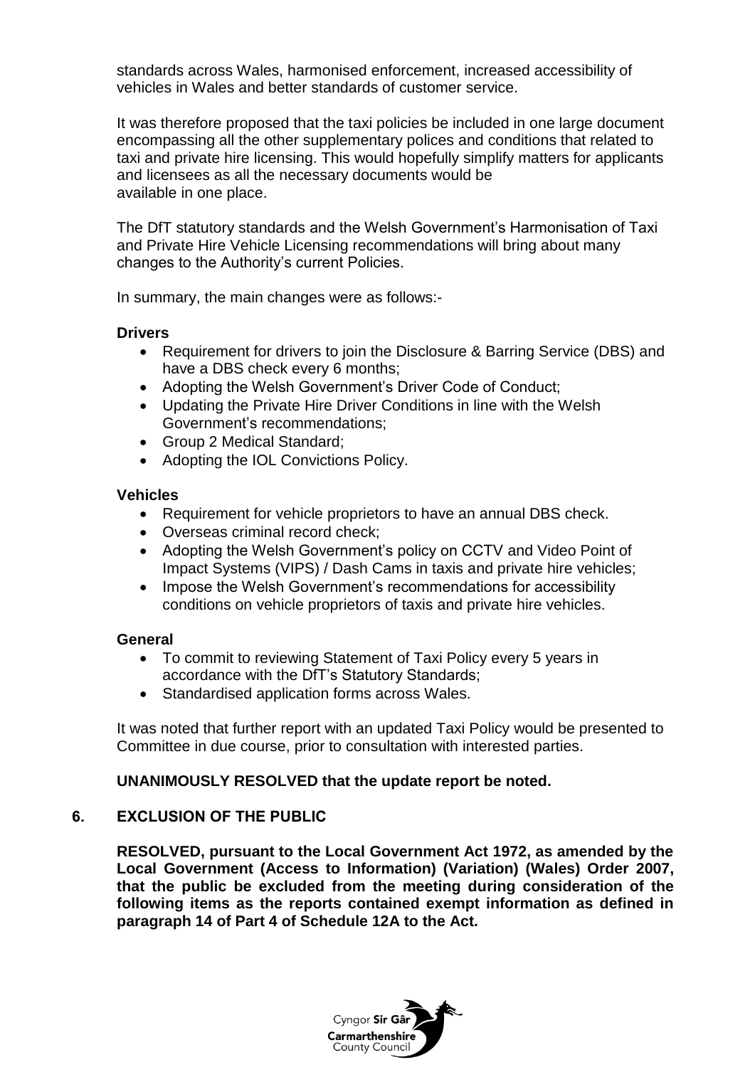standards across Wales, harmonised enforcement, increased accessibility of vehicles in Wales and better standards of customer service.

It was therefore proposed that the taxi policies be included in one large document encompassing all the other supplementary polices and conditions that related to taxi and private hire licensing. This would hopefully simplify matters for applicants and licensees as all the necessary documents would be available in one place.

The DfT statutory standards and the Welsh Government's Harmonisation of Taxi and Private Hire Vehicle Licensing recommendations will bring about many changes to the Authority's current Policies.

In summary, the main changes were as follows:-

**Drivers**

- Requirement for drivers to join the Disclosure & Barring Service (DBS) and have a DBS check every 6 months;
- Adopting the Welsh Government's Driver Code of Conduct;
- Updating the Private Hire Driver Conditions in line with the Welsh Government's recommendations;
- Group 2 Medical Standard;
- Adopting the IOL Convictions Policy.

**Vehicles**

- Requirement for vehicle proprietors to have an annual DBS check.
- Overseas criminal record check;
- Adopting the Welsh Government's policy on CCTV and Video Point of Impact Systems (VIPS) / Dash Cams in taxis and private hire vehicles;
- Impose the Welsh Government's recommendations for accessibility conditions on vehicle proprietors of taxis and private hire vehicles.

**General**

- To commit to reviewing Statement of Taxi Policy every 5 years in accordance with the DfT's Statutory Standards;
- Standardised application forms across Wales.

It was noted that further report with an updated Taxi Policy would be presented to Committee in due course, prior to consultation with interested parties.

**UNANIMOUSLY RESOLVED that the update report be noted.**

## 6. EXCLUSION OF THE PUBLIC

**RESOLVED, pursuant to the Local Government Act 1972, as amended by the Local Government (Access to Information) (Variation) (Wales) Order 2007, that the public be excluded from the meeting during consideration of the following items as the reports contained exempt information as defined in paragraph 14 of Part 4 of Schedule 12A to the Act.**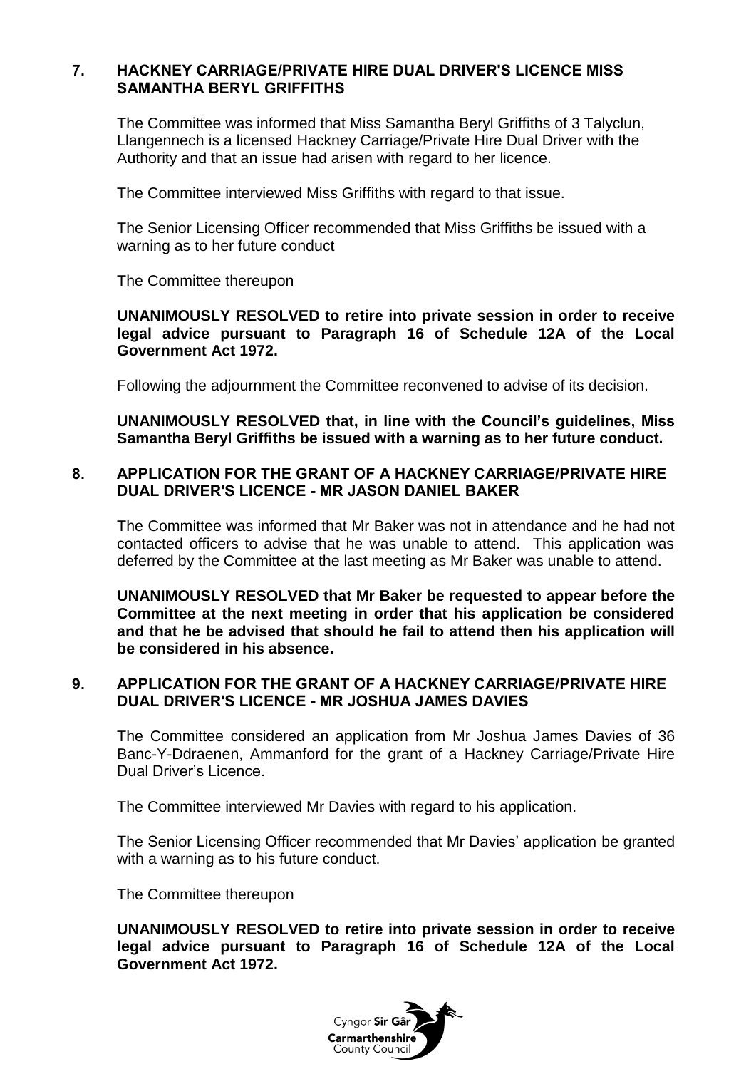## 7. HACKNEY CARRIAGE/PRIVATE HIRE DUAL DRIVER'S LICENCE MISS SAMANTHA BERYL GRIFFITHS

The Committee was informed that Miss Samantha Beryl Griffiths of 3 Talyclun, Llangennech is a licensed Hackney Carriage/Private Hire Dual Driver with the Authority and that an issue had arisen with regard to her licence.

The Committee interviewed Miss Griffiths with regard to that issue.

The Senior Licensing Officer recommended that Miss Griffiths be issued with a warning as to her future conduct

The Committee thereupon

**UNANIMOUSLY RESOLVED to retire into private session in order to receive legal advice pursuant to Paragraph 16 of Schedule 12A of the Local Government Act 1972.**

Following the adjournment the Committee reconvened to advise of its decision.

**UNANIMOUSLY RESOLVED that, in line with the Council's guidelines, Miss Samantha Beryl Griffiths be issued with a warning as to her future conduct.**

## 8. APPLICATION FOR THE GRANT OF A HACKNEY CARRIAGE/PRIVATE HIRE DUAL DRIVER'S LICENCE - MR JASON DANIEL BAKER

The Committee was informed that Mr Baker was not in attendance and he had not contacted officers to advise that he was unable to attend. This application was deferred by the Committee at the last meeting as Mr Baker was unable to attend.

**UNANIMOUSLY RESOLVED that Mr Baker be requested to appear before the Committee at the next meeting in order that his application be considered and that he be advised that should he fail to attend then his application will be considered in his absence.**

## 9. APPLICATION FOR THE GRANT OF A HACKNEY CARRIAGE/PRIVATE HIRE DUAL DRIVER'S LICENCE - MR JOSHUA JAMES DAVIES

The Committee considered an application from Mr Joshua James Davies of 36 Banc-Y-Ddraenen, Ammanford for the grant of a Hackney Carriage/Private Hire Dual Driver's Licence.

The Committee interviewed Mr Davies with regard to his application.

The Senior Licensing Officer recommended that Mr Davies' application be granted with a warning as to his future conduct.

The Committee thereupon

**UNANIMOUSLY RESOLVED to retire into private session in order to receive legal advice pursuant to Paragraph 16 of Schedule 12A of the Local Government Act 1972.**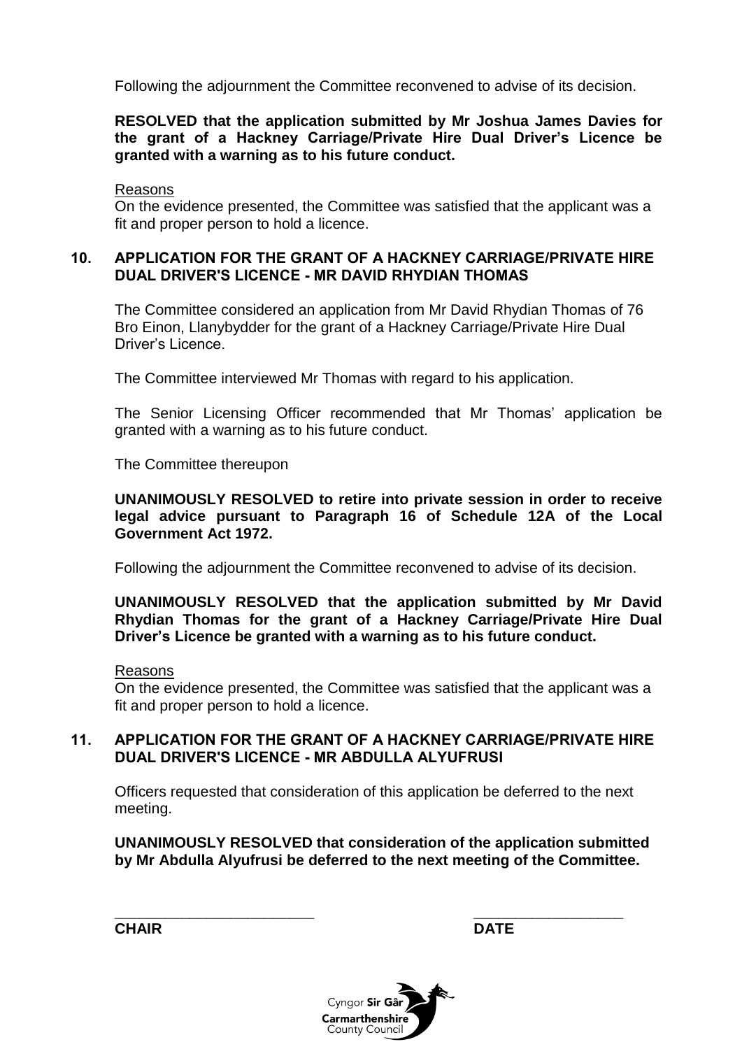Following the adjournment the Committee reconvened to advise of its decision.

**RESOLVED that the application submitted by Mr Joshua James Davies for the grant of a Hackney Carriage/Private Hire Dual Driver's Licence be granted with a warning as to his future conduct.**

Reasons

On the evidence presented, the Committee was satisfied that the applicant was a fit and proper person to hold a licence.

## 10. APPLICATION FOR THE GRANT OF A HACKNEY CARRIAGE/PRIVATE HIRE DUAL DRIVER'S LICENCE - MR DAVID RHYDIAN THOMAS

The Committee considered an application from Mr David Rhydian Thomas of 76 Bro Einon, Llanybydder for the grant of a Hackney Carriage/Private Hire Dual Driver's Licence.

The Committee interviewed Mr Thomas with regard to his application.

The Senior Licensing Officer recommended that Mr Thomas' application be granted with a warning as to his future conduct.

The Committee thereupon

**UNANIMOUSLY RESOLVED to retire into private session in order to receive legal advice pursuant to Paragraph 16 of Schedule 12A of the Local Government Act 1972.**

Following the adjournment the Committee reconvened to advise of its decision.

**UNANIMOUSLY RESOLVED that the application submitted by Mr David Rhydian Thomas for the grant of a Hackney Carriage/Private Hire Dual Driver's Licence be granted with a warning as to his future conduct.**

Reasons

On the evidence presented, the Committee was satisfied that the applicant was a fit and proper person to hold a licence.

## 11. APPLICATION FOR THE GRANT OF A HACKNEY CARRIAGE/PRIVATE HIRE DUAL DRIVER'S LICENCE - MR ABDULLA ALYUFRUSI

Officers requested that consideration of this application be deferred to the next meeting.

**UNANIMOUSLY RESOLVED that consideration of the application submitted by Mr Abdulla Alyufrusi be deferred to the next meeting of the Committee.**

________________________ ________________

**CHAIR** **DATE**

Cyngor Sir Gâr
Carmarthenshire County Council